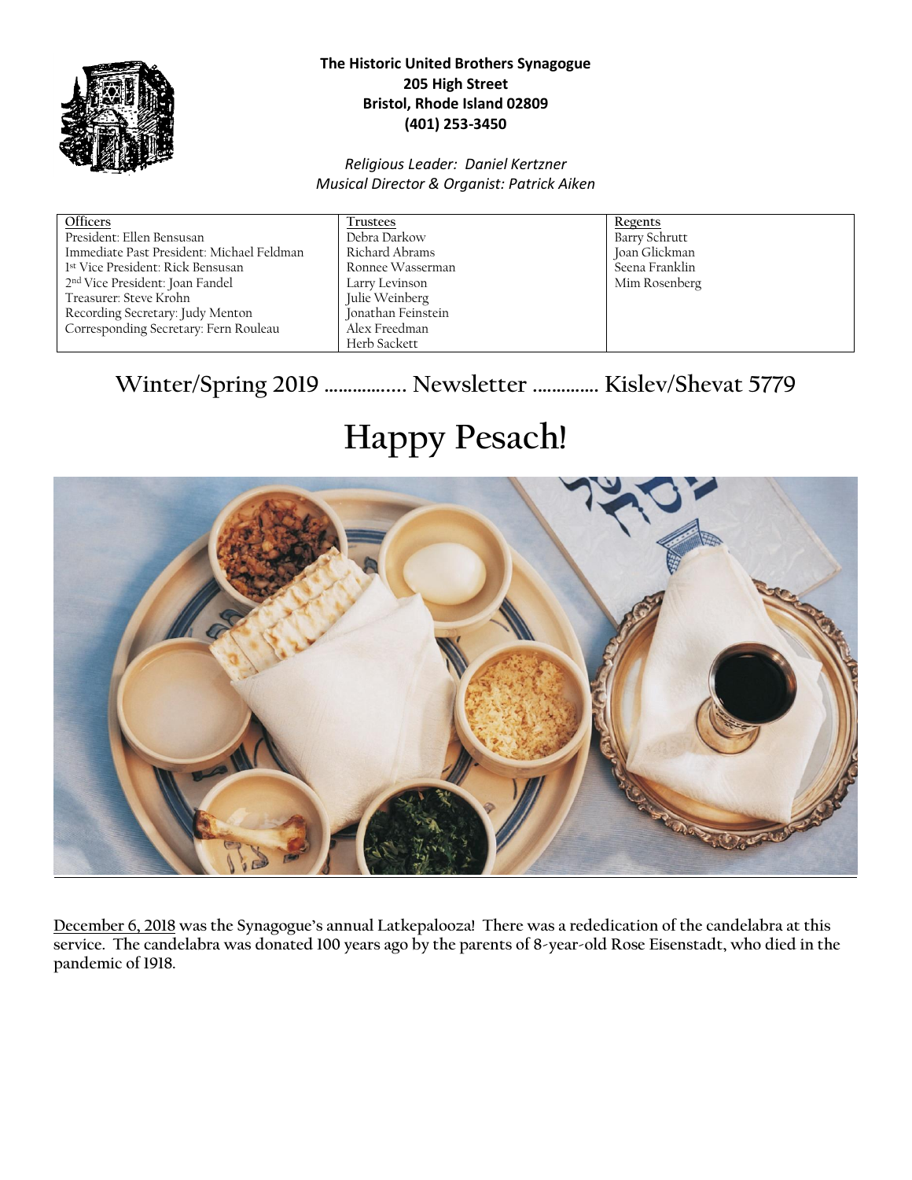**The Historic United Brothers Synagogue**
**205 High Street**
**Bristol, Rhode Island 02809**
**(401) 253-3450**

*Religious Leader: Daniel Kertzner*
*Musical Director & Organist: Patrick Aiken*

| Officers | Trustees | Regents |
|---|---|---|
| President: Ellen Bensusan | Debra Darkow | Barry Schrutt |
| Immediate Past President: Michael Feldman | Richard Abrams | Joan Glickman |
| 1st Vice President: Rick Bensusan | Ronnee Wasserman | Seena Franklin |
| 2nd Vice President: Joan Fandel | Larry Levinson | Mim Rosenberg |
| Treasurer: Steve Krohn | Julie Weinberg | |
| Recording Secretary: Judy Menton | Jonathan Feinstein | |
| Corresponding Secretary: Fern Rouleau | Alex Freedman | |
| | Herb Sackett | |

## Winter/Spring 2019 ................ Newsletter ............. Kislev/Shevat 5779

# Happy Pesach!

**December 6, 2018 was the Synagogue's annual Latkepalooza! There was a rededication of the candelabra at this service. The candelabra was donated 100 years ago by the parents of 8-year-old Rose Eisenstadt, who died in the pandemic of 1918.**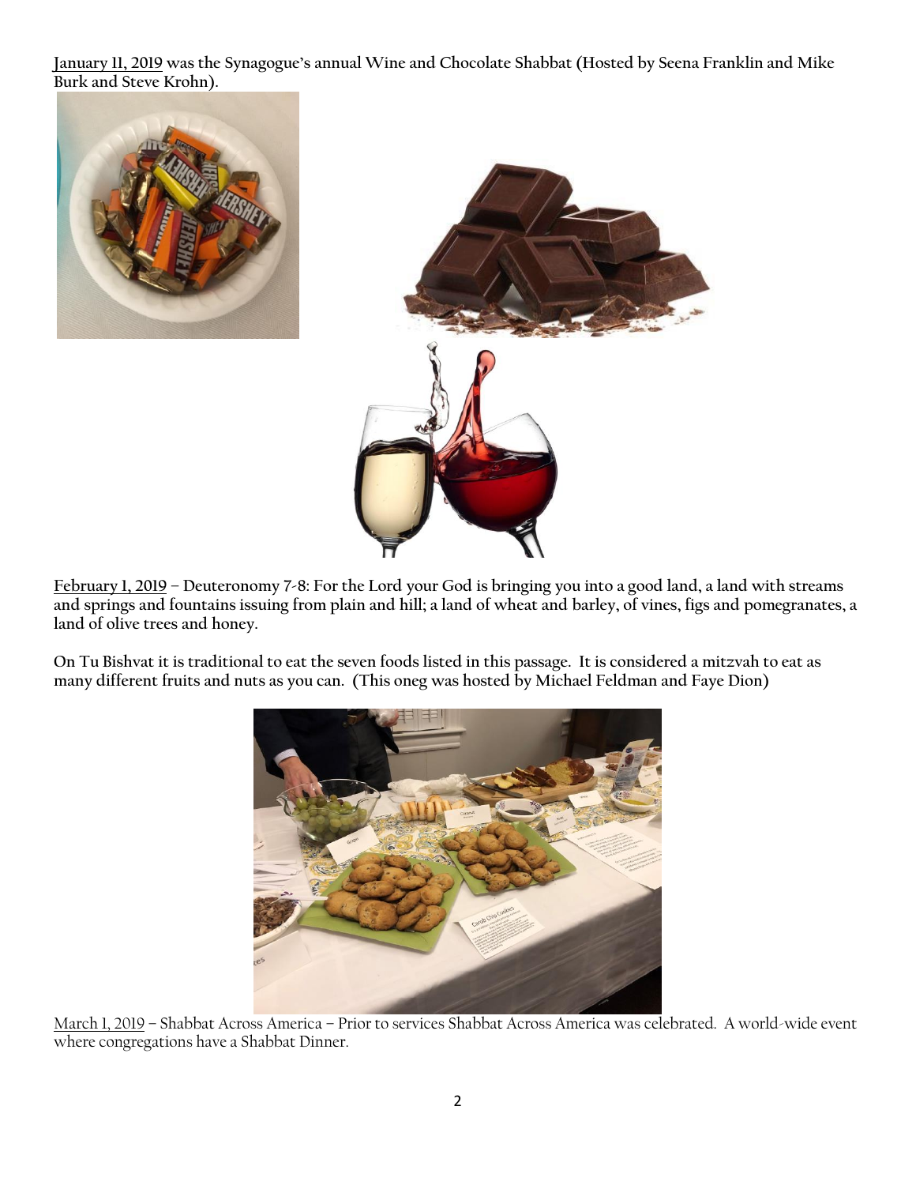**<u>January 11, 2019</u> was the Synagogue's annual Wine and Chocolate Shabbat (Hosted by Seena Franklin and Mike Burk and Steve Krohn).**

**<u>February 1, 2019</u> – Deuteronomy 7-8: For the Lord your God is bringing you into a good land, a land with streams and springs and fountains issuing from plain and hill; a land of wheat and barley, of vines, figs and pomegranates, a land of olive trees and honey.**

**On Tu Bishvat it is traditional to eat the seven foods listed in this passage. It is considered a mitzvah to eat as many different fruits and nuts as you can. (This oneg was hosted by Michael Feldman and Faye Dion)**

<u>March 1, 2019</u> – Shabbat Across America – Prior to services Shabbat Across America was celebrated. A world-wide event where congregations have a Shabbat Dinner.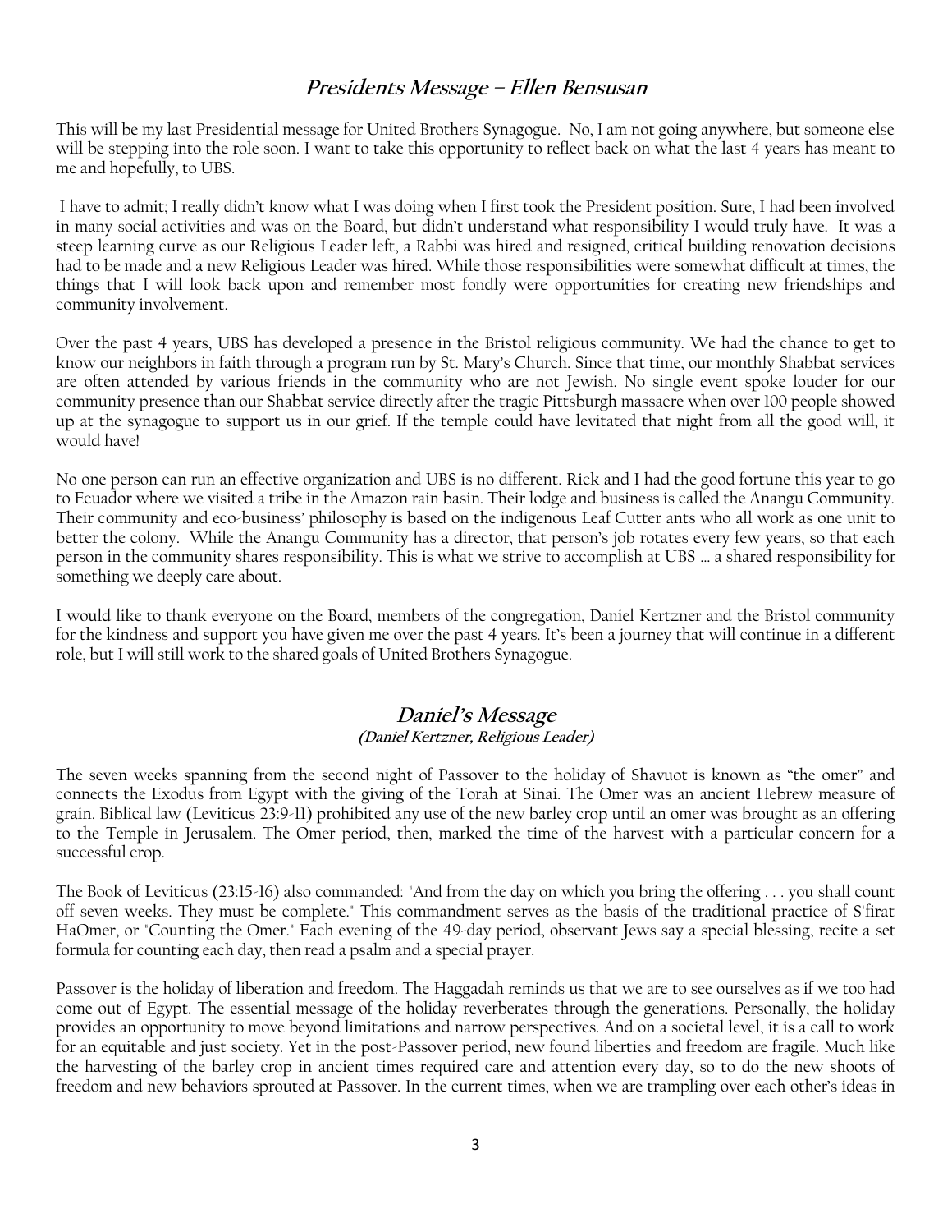## *Presidents Message – Ellen Bensusan*

This will be my last Presidential message for United Brothers Synagogue. No, I am not going anywhere, but someone else will be stepping into the role soon. I want to take this opportunity to reflect back on what the last 4 years has meant to me and hopefully, to UBS.

I have to admit; I really didn't know what I was doing when I first took the President position. Sure, I had been involved in many social activities and was on the Board, but didn't understand what responsibility I would truly have. It was a steep learning curve as our Religious Leader left, a Rabbi was hired and resigned, critical building renovation decisions had to be made and a new Religious Leader was hired. While those responsibilities were somewhat difficult at times, the things that I will look back upon and remember most fondly were opportunities for creating new friendships and community involvement.

Over the past 4 years, UBS has developed a presence in the Bristol religious community. We had the chance to get to know our neighbors in faith through a program run by St. Mary's Church. Since that time, our monthly Shabbat services are often attended by various friends in the community who are not Jewish. No single event spoke louder for our community presence than our Shabbat service directly after the tragic Pittsburgh massacre when over 100 people showed up at the synagogue to support us in our grief. If the temple could have levitated that night from all the good will, it would have!

No one person can run an effective organization and UBS is no different. Rick and I had the good fortune this year to go to Ecuador where we visited a tribe in the Amazon rain basin. Their lodge and business is called the Anangu Community. Their community and eco-business' philosophy is based on the indigenous Leaf Cutter ants who all work as one unit to better the colony. While the Anangu Community has a director, that person's job rotates every few years, so that each person in the community shares responsibility. This is what we strive to accomplish at UBS … a shared responsibility for something we deeply care about.

I would like to thank everyone on the Board, members of the congregation, Daniel Kertzner and the Bristol community for the kindness and support you have given me over the past 4 years. It's been a journey that will continue in a different role, but I will still work to the shared goals of United Brothers Synagogue.

## *Daniel's Message*

***(Daniel Kertzner, Religious Leader)***

The seven weeks spanning from the second night of Passover to the holiday of Shavuot is known as "the omer" and connects the Exodus from Egypt with the giving of the Torah at Sinai. The Omer was an ancient Hebrew measure of grain. Biblical law (Leviticus 23:9-11) prohibited any use of the new barley crop until an omer was brought as an offering to the Temple in Jerusalem. The Omer period, then, marked the time of the harvest with a particular concern for a successful crop.

The Book of Leviticus (23:15-16) also commanded: "And from the day on which you bring the offering . . . you shall count off seven weeks. They must be complete." This commandment serves as the basis of the traditional practice of S'firat HaOmer, or "Counting the Omer." Each evening of the 49-day period, observant Jews say a special blessing, recite a set formula for counting each day, then read a psalm and a special prayer.

Passover is the holiday of liberation and freedom. The Haggadah reminds us that we are to see ourselves as if we too had come out of Egypt. The essential message of the holiday reverberates through the generations. Personally, the holiday provides an opportunity to move beyond limitations and narrow perspectives. And on a societal level, it is a call to work for an equitable and just society. Yet in the post-Passover period, new found liberties and freedom are fragile. Much like the harvesting of the barley crop in ancient times required care and attention every day, so to do the new shoots of freedom and new behaviors sprouted at Passover. In the current times, when we are trampling over each other's ideas in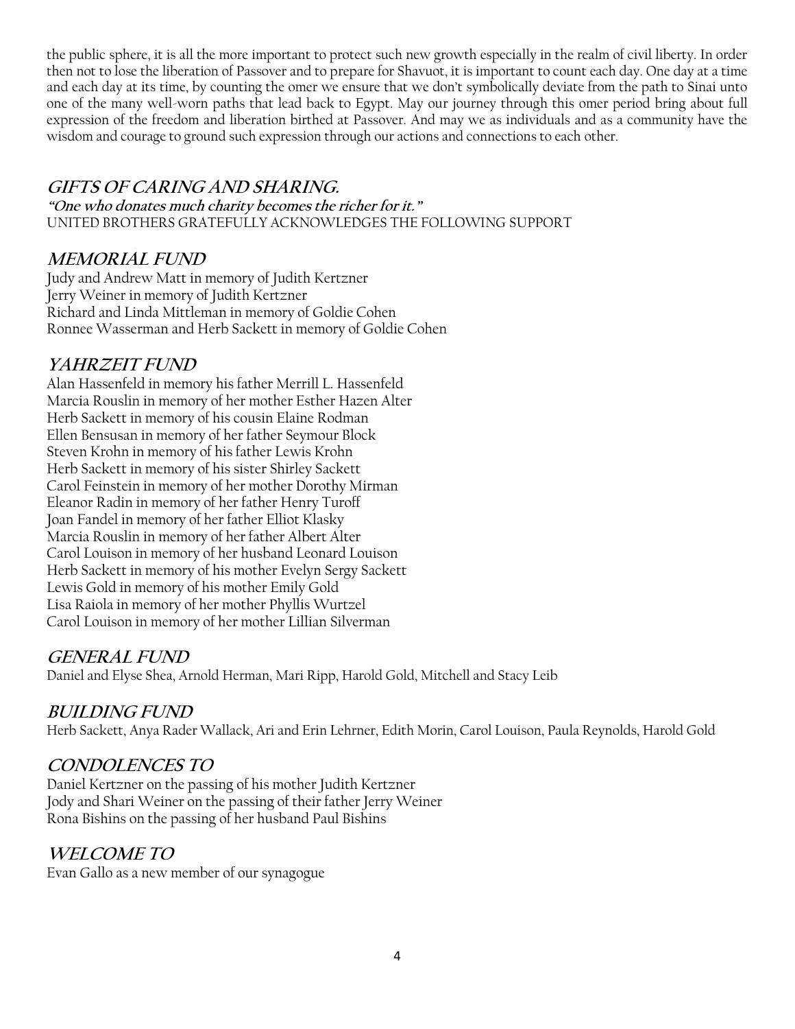the public sphere, it is all the more important to protect such new growth especially in the realm of civil liberty. In order then not to lose the liberation of Passover and to prepare for Shavuot, it is important to count each day. One day at a time and each day at its time, by counting the omer we ensure that we don't symbolically deviate from the path to Sinai unto one of the many well-worn paths that lead back to Egypt. May our journey through this omer period bring about full expression of the freedom and liberation birthed at Passover. And may we as individuals and as a community have the wisdom and courage to ground such expression through our actions and connections to each other.

## *GIFTS OF CARING AND SHARING.*

***"One who donates much charity becomes the richer for it."***

UNITED BROTHERS GRATEFULLY ACKNOWLEDGES THE FOLLOWING SUPPORT

## *MEMORIAL FUND*

Judy and Andrew Matt in memory of Judith Kertzner
Jerry Weiner in memory of Judith Kertzner
Richard and Linda Mittleman in memory of Goldie Cohen
Ronnee Wasserman and Herb Sackett in memory of Goldie Cohen

## *YAHRZEIT FUND*

Alan Hassenfeld in memory his father Merrill L. Hassenfeld
Marcia Rouslin in memory of her mother Esther Hazen Alter
Herb Sackett in memory of his cousin Elaine Rodman
Ellen Bensusan in memory of her father Seymour Block
Steven Krohn in memory of his father Lewis Krohn
Herb Sackett in memory of his sister Shirley Sackett
Carol Feinstein in memory of her mother Dorothy Mirman
Eleanor Radin in memory of her father Henry Turoff
Joan Fandel in memory of her father Elliot Klasky
Marcia Rouslin in memory of her father Albert Alter
Carol Louison in memory of her husband Leonard Louison
Herb Sackett in memory of his mother Evelyn Sergy Sackett
Lewis Gold in memory of his mother Emily Gold
Lisa Raiola in memory of her mother Phyllis Wurtzel
Carol Louison in memory of her mother Lillian Silverman

## *GENERAL FUND*

Daniel and Elyse Shea, Arnold Herman, Mari Ripp, Harold Gold, Mitchell and Stacy Leib

## *BUILDING FUND*

Herb Sackett, Anya Rader Wallack, Ari and Erin Lehrner, Edith Morin, Carol Louison, Paula Reynolds, Harold Gold

## *CONDOLENCES TO*

Daniel Kertzner on the passing of his mother Judith Kertzner
Jody and Shari Weiner on the passing of their father Jerry Weiner
Rona Bishins on the passing of her husband Paul Bishins

## *WELCOME TO*

Evan Gallo as a new member of our synagogue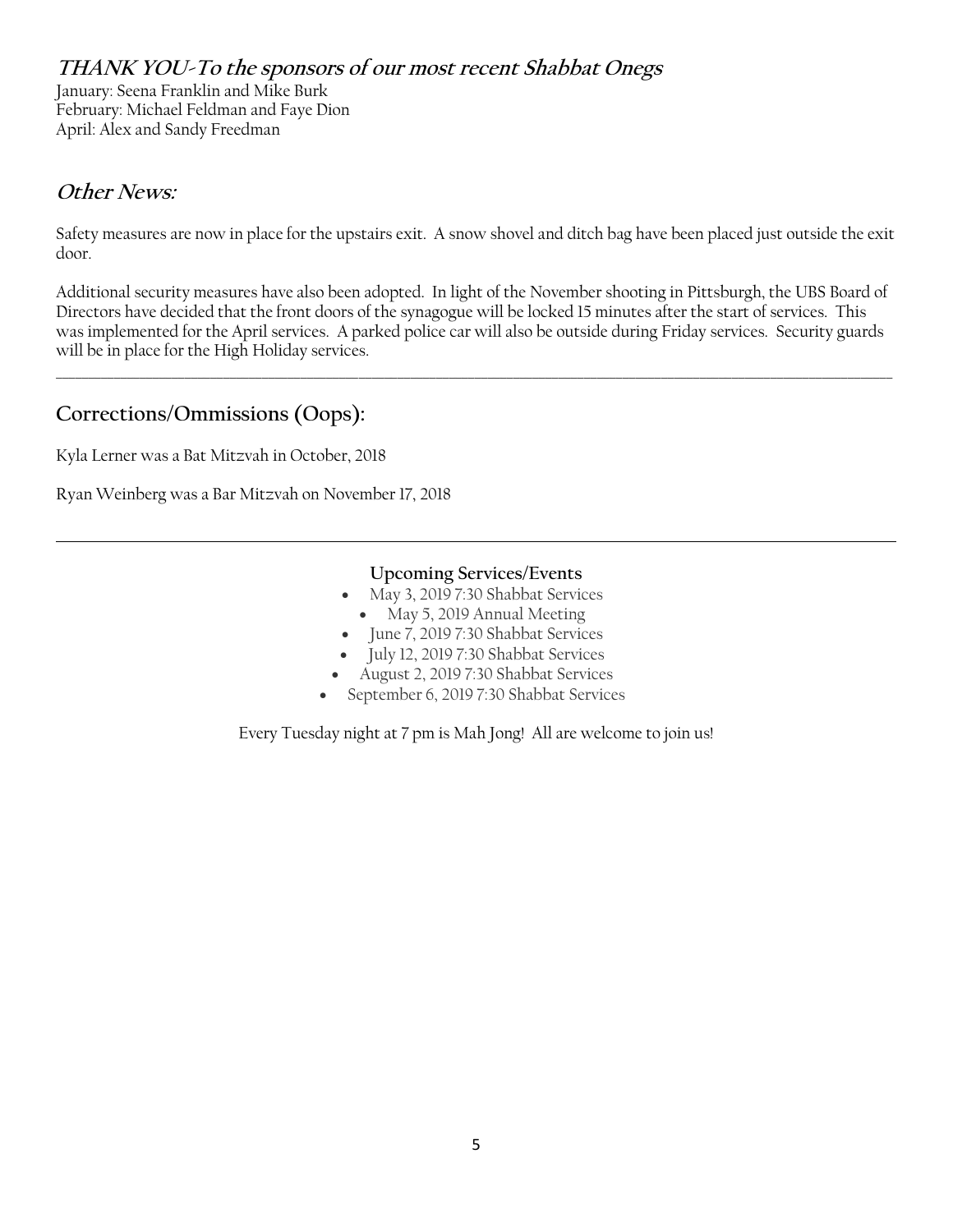## *THANK YOU-To the sponsors of our most recent Shabbat Onegs*

January: Seena Franklin and Mike Burk
February: Michael Feldman and Faye Dion
April: Alex and Sandy Freedman

## *Other News:*

Safety measures are now in place for the upstairs exit. A snow shovel and ditch bag have been placed just outside the exit door.

Additional security measures have also been adopted. In light of the November shooting in Pittsburgh, the UBS Board of Directors have decided that the front doors of the synagogue will be locked 15 minutes after the start of services. This was implemented for the April services. A parked police car will also be outside during Friday services. Security guards will be in place for the High Holiday services.

---

## Corrections/Ommissions (Oops):

Kyla Lerner was a Bat Mitzvah in October, 2018

Ryan Weinberg was a Bar Mitzvah on November 17, 2018

---

### Upcoming Services/Events

- May 3, 2019 7:30 Shabbat Services
- May 5, 2019 Annual Meeting
- June 7, 2019 7:30 Shabbat Services
- July 12, 2019 7:30 Shabbat Services
- August 2, 2019 7:30 Shabbat Services
- September 6, 2019 7:30 Shabbat Services

Every Tuesday night at 7 pm is Mah Jong! All are welcome to join us!